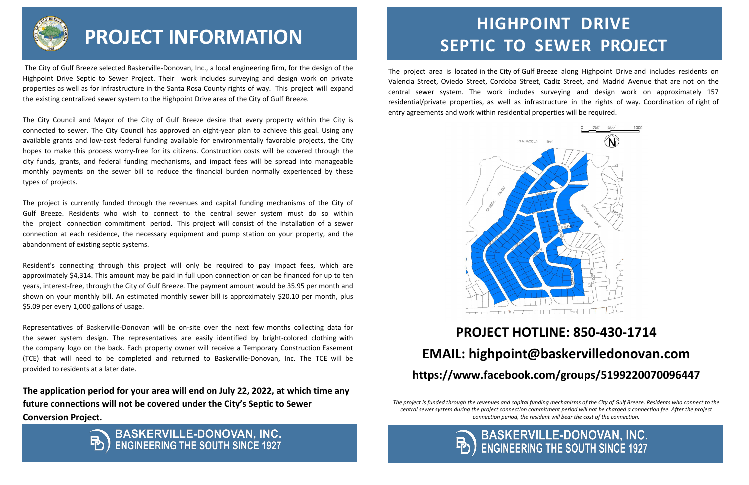# PROJECT INFORMATION

The City of Gulf Breeze selected Baskerville-Donovan, Inc., a local engineering firm, for the design of the Highpoint Drive Septic to Sewer Project. Their work includes surveying and design work on private properties as well as for infrastructure in the Santa Rosa County rights of way. This project will expand the existing centralized sewer system to the Highpoint Drive area of the City of Gulf Breeze.

The City Council and Mayor of the City of Gulf Breeze desire that every property within the City is connected to sewer. The City Council has approved an eight-year plan to achieve this goal. Using any available grants and low-cost federal funding available for environmentally favorable projects, the City hopes to make this process worry-free for its citizens. Construction costs will be covered through the city funds, grants, and federal funding mechanisms, and impact fees will be spread into manageable monthly payments on the sewer bill to reduce the financial burden normally experienced by these types of projects.

The project is currently funded through the revenues and capital funding mechanisms of the City of Gulf Breeze. Residents who wish to connect to the central sewer system must do so within the project connection commitment period. This project will consist of the installation of a sewer connection at each residence, the necessary equipment and pump station on your property, and the abandonment of existing septic systems.

Resident's connecting through this project will only be required to pay impact fees, which are approximately $4,314. This amount may be paid in full upon connection or can be financed for up to ten years, interest-free, through the City of Gulf Breeze. The payment amount would be 35.95 per month and shown on your monthly bill. An estimated monthly sewer bill is approximately $20.10 per month, plus $5.09 per every 1,000 gallons of usage.

Representatives of Baskerville-Donovan will be on-site over the next few months collecting data for the sewer system design. The representatives are easily identified by bright-colored clothing with the company logo on the back. Each property owner will receive a Temporary Construction Easement (TCE) that will need to be completed and returned to Baskerville-Donovan, Inc. The TCE will be provided to residents at a later date.

**The application period for your area will end on July 22, 2022, at which time any future connections will not be covered under the City's Septic to Sewer Conversion Project.**

BASKERVILLE-DONOVAN, INC.
ENGINEERING THE SOUTH SINCE 1927

# HIGHPOINT DRIVE SEPTIC TO SEWER PROJECT

The project area is located in the City of Gulf Breeze along Highpoint Drive and includes residents on Valencia Street, Oviedo Street, Cordoba Street, Cadiz Street, and Madrid Avenue that are not on the central sewer system. The work includes surveying and design work on approximately 157 residential/private properties, as well as infrastructure in the rights of way. Coordination of right of entry agreements and work within residential properties will be required.

## PROJECT HOTLINE: 850-430-1714

## EMAIL: highpoint@baskervilledonovan.com

### https://www.facebook.com/groups/5199220070096447

*The project is funded through the revenues and capital funding mechanisms of the City of Gulf Breeze. Residents who connect to the central sewer system during the project connection commitment period will not be charged a connection fee. After the project connection period, the resident will bear the cost of the connection.*

BASKERVILLE-DONOVAN, INC.
ENGINEERING THE SOUTH SINCE 1927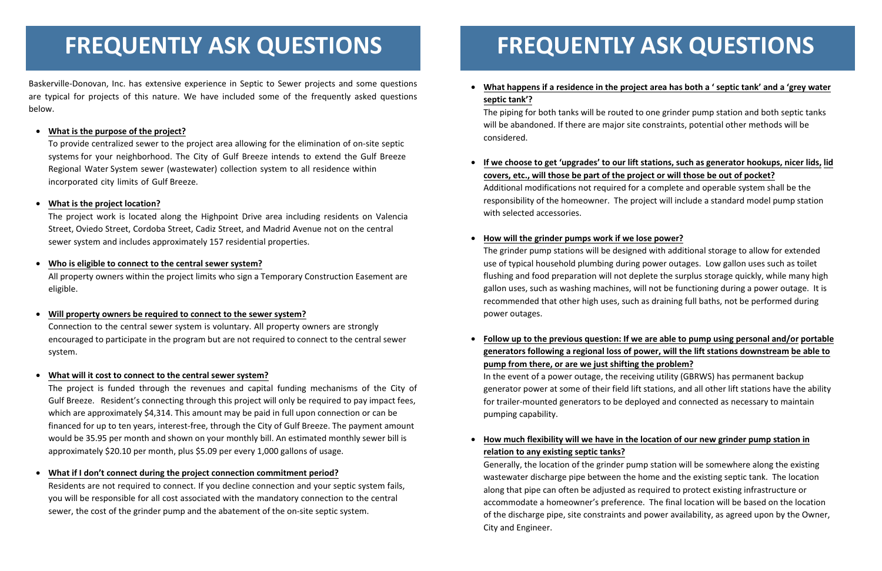# FREQUENTLY ASK QUESTIONS

Baskerville-Donovan, Inc. has extensive experience in Septic to Sewer projects and some questions are typical for projects of this nature. We have included some of the frequently asked questions below.

- **What is the purpose of the project?**

  To provide centralized sewer to the project area allowing for the elimination of on-site septic systems for your neighborhood. The City of Gulf Breeze intends to extend the Gulf Breeze Regional Water System sewer (wastewater) collection system to all residence within incorporated city limits of Gulf Breeze.

- **What is the project location?**

  The project work is located along the Highpoint Drive area including residents on Valencia Street, Oviedo Street, Cordoba Street, Cadiz Street, and Madrid Avenue not on the central sewer system and includes approximately 157 residential properties.

- **Who is eligible to connect to the central sewer system?**

  All property owners within the project limits who sign a Temporary Construction Easement are eligible.

- **Will property owners be required to connect to the sewer system?**

  Connection to the central sewer system is voluntary. All property owners are strongly encouraged to participate in the program but are not required to connect to the central sewer system.

- **What will it cost to connect to the central sewer system?**

  The project is funded through the revenues and capital funding mechanisms of the City of Gulf Breeze. Resident's connecting through this project will only be required to pay impact fees, which are approximately $4,314. This amount may be paid in full upon connection or can be financed for up to ten years, interest-free, through the City of Gulf Breeze. The payment amount would be 35.95 per month and shown on your monthly bill. An estimated monthly sewer bill is approximately $20.10 per month, plus $5.09 per every 1,000 gallons of usage.

- **What if I don't connect during the project connection commitment period?**

  Residents are not required to connect. If you decline connection and your septic system fails, you will be responsible for all cost associated with the mandatory connection to the central sewer, the cost of the grinder pump and the abatement of the on-site septic system.

# FREQUENTLY ASK QUESTIONS

- **What happens if a residence in the project area has both a ' septic tank' and a 'grey water septic tank'?**

  The piping for both tanks will be routed to one grinder pump station and both septic tanks will be abandoned. If there are major site constraints, potential other methods will be considered.

- **If we choose to get 'upgrades' to our lift stations, such as generator hookups, nicer lids, lid covers, etc., will those be part of the project or will those be out of pocket?**

  Additional modifications not required for a complete and operable system shall be the responsibility of the homeowner. The project will include a standard model pump station with selected accessories.

- **How will the grinder pumps work if we lose power?**

  The grinder pump stations will be designed with additional storage to allow for extended use of typical household plumbing during power outages. Low gallon uses such as toilet flushing and food preparation will not deplete the surplus storage quickly, while many high gallon uses, such as washing machines, will not be functioning during a power outage. It is recommended that other high uses, such as draining full baths, not be performed during power outages.

- **Follow up to the previous question: If we are able to pump using personal and/or portable generators following a regional loss of power, will the lift stations downstream be able to pump from there, or are we just shifting the problem?**

  In the event of a power outage, the receiving utility (GBRWS) has permanent backup generator power at some of their field lift stations, and all other lift stations have the ability for trailer-mounted generators to be deployed and connected as necessary to maintain pumping capability.

- **How much flexibility will we have in the location of our new grinder pump station in relation to any existing septic tanks?**

  Generally, the location of the grinder pump station will be somewhere along the existing wastewater discharge pipe between the home and the existing septic tank. The location along that pipe can often be adjusted as required to protect existing infrastructure or accommodate a homeowner's preference. The final location will be based on the location of the discharge pipe, site constraints and power availability, as agreed upon by the Owner, City and Engineer.